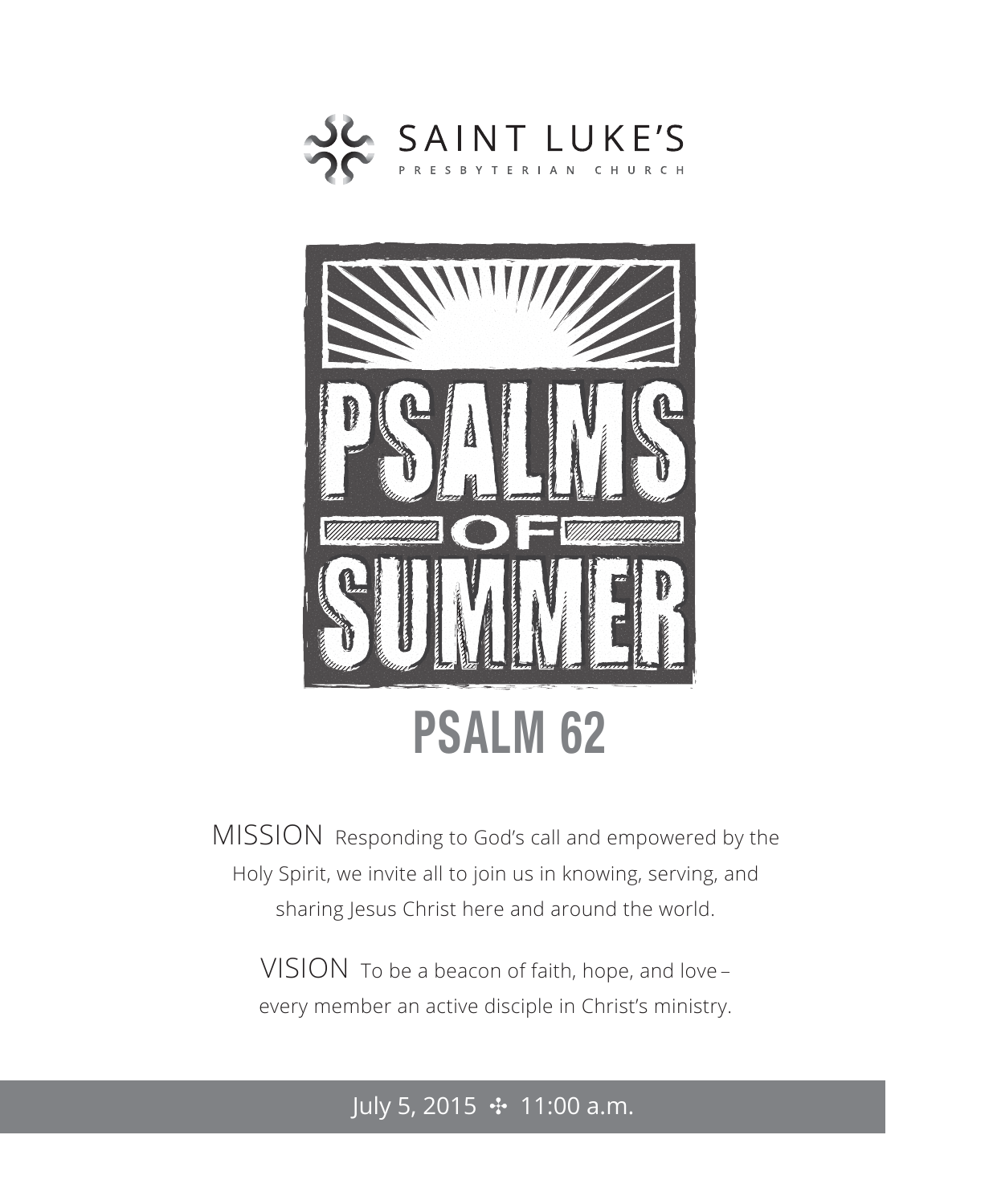SAINT LUKE'S

PRESBYTERIAN CHURCH

# PSALMS OF SUMMER

## PSALM 62

MISSION Responding to God's call and empowered by the Holy Spirit, we invite all to join us in knowing, serving, and sharing Jesus Christ here and around the world.

VISION To be a beacon of faith, hope, and love – every member an active disciple in Christ's ministry.

July 5, 2015 ✣ 11:00 a.m.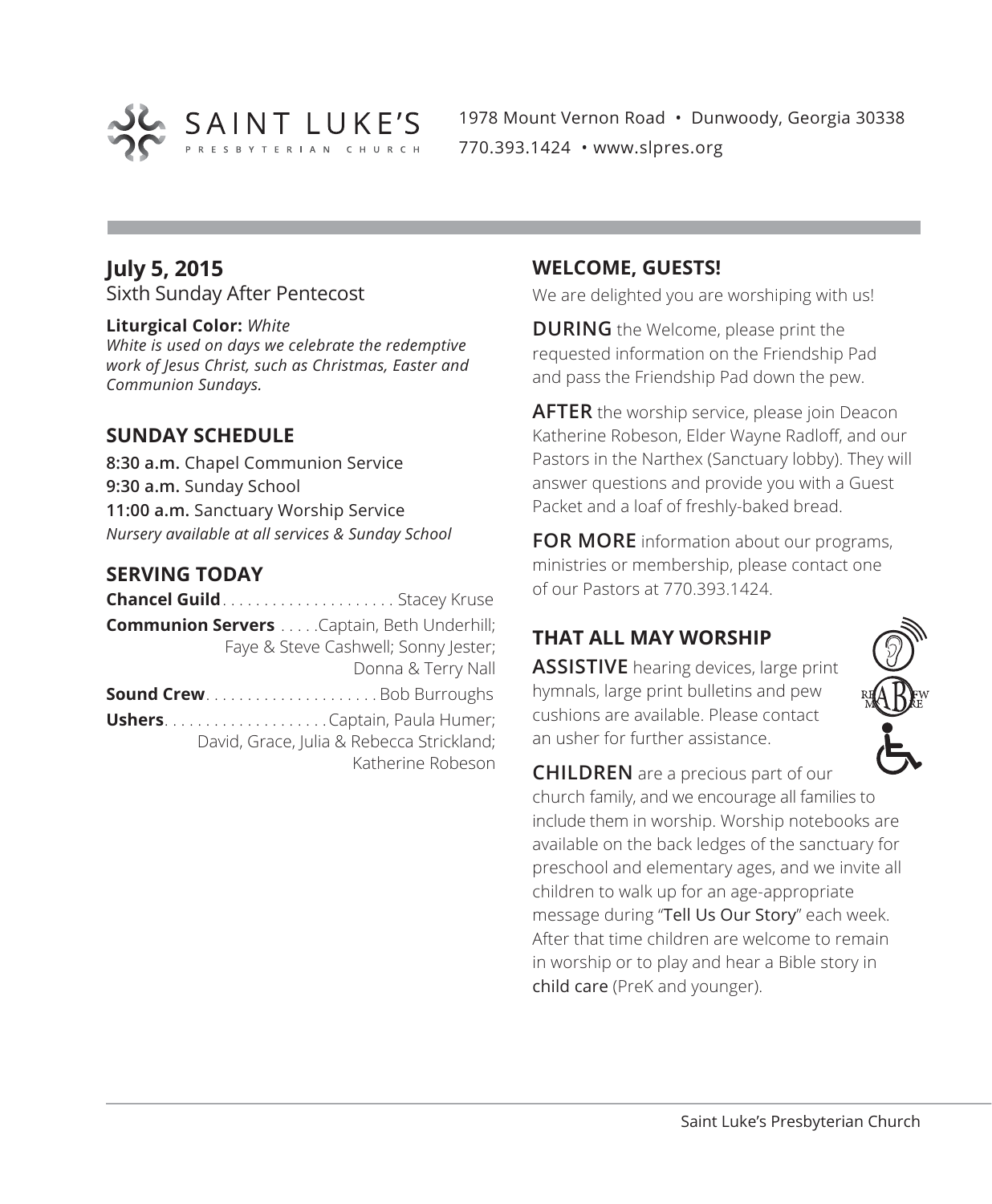SAINT LUKE'S PRESBYTERIAN CHURCH

1978 Mount Vernon Road • Dunwoody, Georgia 30338
770.393.1424 • www.slpres.org

## July 5, 2015

Sixth Sunday After Pentecost

**Liturgical Color:** *White*
*White is used on days we celebrate the redemptive work of Jesus Christ, such as Christmas, Easter and Communion Sundays.*

### SUNDAY SCHEDULE

**8:30 a.m.** Chapel Communion Service
**9:30 a.m.** Sunday School
**11:00 a.m.** Sanctuary Worship Service
*Nursery available at all services & Sunday School*

### SERVING TODAY

**Chancel Guild** . . . . . . . . . . . . . . . . . . . . Stacey Kruse
**Communion Servers** . . . . .Captain, Beth Underhill; Faye & Steve Cashwell; Sonny Jester; Donna & Terry Nall
**Sound Crew** . . . . . . . . . . . . . . . . . . . . Bob Burroughs
**Ushers** . . . . . . . . . . . . . . . . . . .Captain, Paula Humer; David, Grace, Julia & Rebecca Strickland; Katherine Robeson

### WELCOME, GUESTS!

We are delighted you are worshiping with us!

**DURING** the Welcome, please print the requested information on the Friendship Pad and pass the Friendship Pad down the pew.

**AFTER** the worship service, please join Deacon Katherine Robeson, Elder Wayne Radloff, and our Pastors in the Narthex (Sanctuary lobby). They will answer questions and provide you with a Guest Packet and a loaf of freshly-baked bread.

**FOR MORE** information about our programs, ministries or membership, please contact one of our Pastors at 770.393.1424.

### THAT ALL MAY WORSHIP

**ASSISTIVE** hearing devices, large print hymnals, large print bulletins and pew cushions are available. Please contact an usher for further assistance.

**CHILDREN** are a precious part of our church family, and we encourage all families to include them in worship. Worship notebooks are available on the back ledges of the sanctuary for preschool and elementary ages, and we invite all children to walk up for an age-appropriate message during "Tell Us Our Story" each week. After that time children are welcome to remain in worship or to play and hear a Bible story in child care (PreK and younger).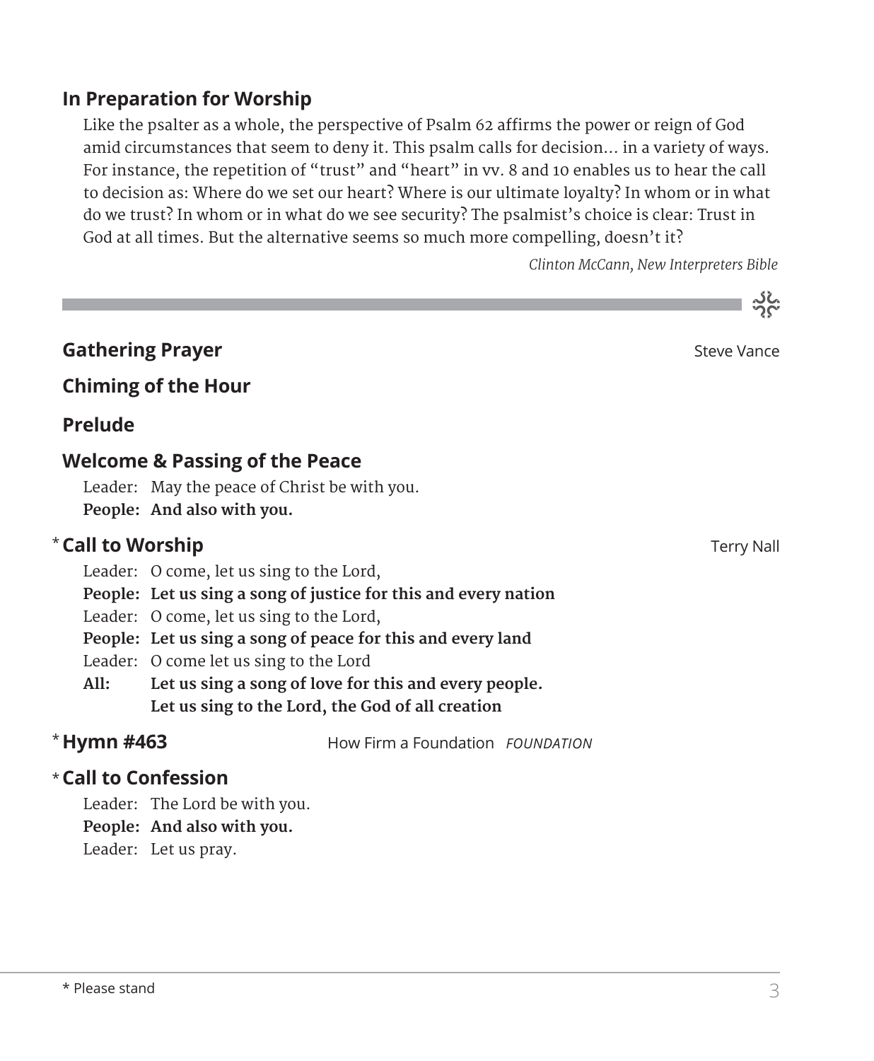## In Preparation for Worship

Like the psalter as a whole, the perspective of Psalm 62 affirms the power or reign of God amid circumstances that seem to deny it. This psalm calls for decision… in a variety of ways. For instance, the repetition of "trust" and "heart" in vv. 8 and 10 enables us to hear the call to decision as: Where do we set our heart? Where is our ultimate loyalty? In whom or in what do we trust? In whom or in what do we see security? The psalmist's choice is clear: Trust in God at all times. But the alternative seems so much more compelling, doesn't it?

*Clinton McCann, New Interpreters Bible*

---

**Gathering Prayer** Steve Vance

**Chiming of the Hour**

**Prelude**

**Welcome & Passing of the Peace**

Leader: May the peace of Christ be with you.
**People: And also with you.**

\* **Call to Worship** Terry Nall

Leader: O come, let us sing to the Lord,
**People: Let us sing a song of justice for this and every nation**
Leader: O come, let us sing to the Lord,
**People: Let us sing a song of peace for this and every land**
Leader: O come let us sing to the Lord
**All: Let us sing a song of love for this and every people.**
**Let us sing to the Lord, the God of all creation**

\* **Hymn #463** How Firm a Foundation *FOUNDATION*

\* **Call to Confession**

Leader: The Lord be with you.
**People: And also with you.**
Leader: Let us pray.

\* Please stand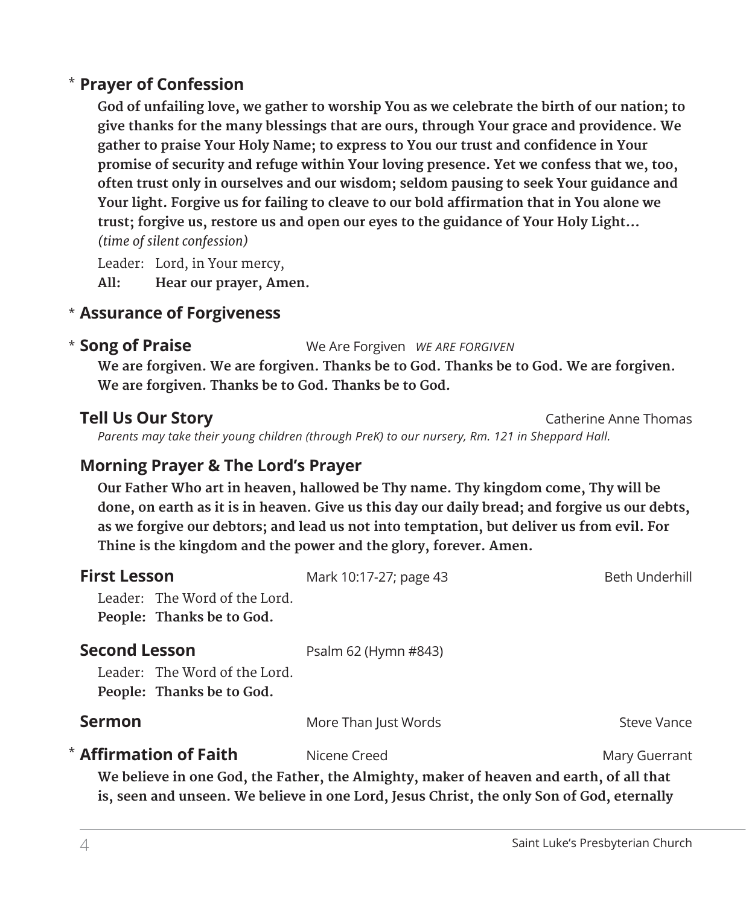\* **Prayer of Confession**

**God of unfailing love, we gather to worship You as we celebrate the birth of our nation; to give thanks for the many blessings that are ours, through Your grace and providence. We gather to praise Your Holy Name; to express to You our trust and confidence in Your promise of security and refuge within Your loving presence. Yet we confess that we, too, often trust only in ourselves and our wisdom; seldom pausing to seek Your guidance and Your light. Forgive us for failing to cleave to our bold affirmation that in You alone we trust; forgive us, restore us and open our eyes to the guidance of Your Holy Light…**
*(time of silent confession)*

Leader: Lord, in Your mercy,
**All: Hear our prayer, Amen.**

\* **Assurance of Forgiveness**

\* **Song of Praise** We Are Forgiven *WE ARE FORGIVEN*

**We are forgiven. We are forgiven. Thanks be to God. Thanks be to God. We are forgiven. We are forgiven. Thanks be to God. Thanks be to God.**

**Tell Us Our Story** Catherine Anne Thomas

*Parents may take their young children (through PreK) to our nursery, Rm. 121 in Sheppard Hall.*

**Morning Prayer & The Lord's Prayer**

**Our Father Who art in heaven, hallowed be Thy name. Thy kingdom come, Thy will be done, on earth as it is in heaven. Give us this day our daily bread; and forgive us our debts, as we forgive our debtors; and lead us not into temptation, but deliver us from evil. For Thine is the kingdom and the power and the glory, forever. Amen.**

**First Lesson** Mark 10:17-27; page 43 Beth Underhill

Leader: The Word of the Lord.
**People: Thanks be to God.**

**Second Lesson** Psalm 62 (Hymn #843)

Leader: The Word of the Lord.
**People: Thanks be to God.**

**Sermon** More Than Just Words Steve Vance

\* **Affirmation of Faith** Nicene Creed Mary Guerrant

**We believe in one God, the Father, the Almighty, maker of heaven and earth, of all that is, seen and unseen. We believe in one Lord, Jesus Christ, the only Son of God, eternally**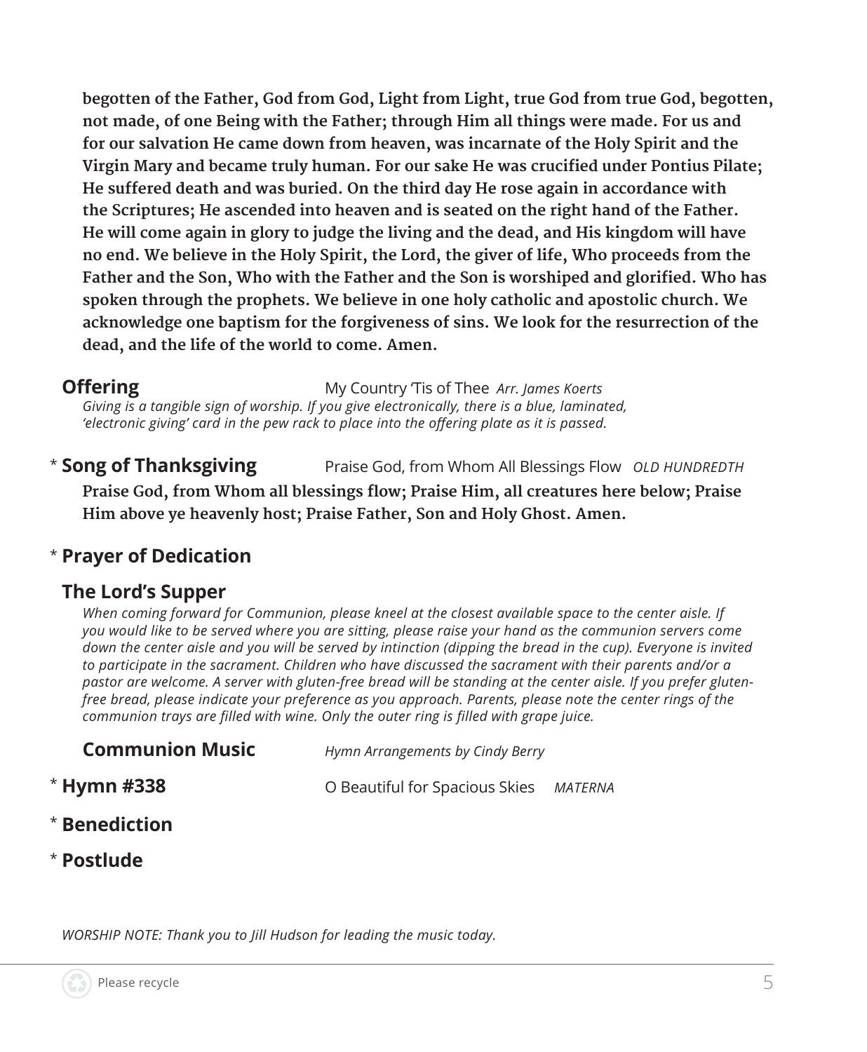**begotten of the Father, God from God, Light from Light, true God from true God, begotten, not made, of one Being with the Father; through Him all things were made. For us and for our salvation He came down from heaven, was incarnate of the Holy Spirit and the Virgin Mary and became truly human. For our sake He was crucified under Pontius Pilate; He suffered death and was buried. On the third day He rose again in accordance with the Scriptures; He ascended into heaven and is seated on the right hand of the Father. He will come again in glory to judge the living and the dead, and His kingdom will have no end. We believe in the Holy Spirit, the Lord, the giver of life, Who proceeds from the Father and the Son, Who with the Father and the Son is worshiped and glorified. Who has spoken through the prophets. We believe in one holy catholic and apostolic church. We acknowledge one baptism for the forgiveness of sins. We look for the resurrection of the dead, and the life of the world to come. Amen.**

**Offering** My Country 'Tis of Thee *Arr. James Koerts*

*Giving is a tangible sign of worship. If you give electronically, there is a blue, laminated, 'electronic giving' card in the pew rack to place into the offering plate as it is passed.*

\* **Song of Thanksgiving** Praise God, from Whom All Blessings Flow *OLD HUNDREDTH*

**Praise God, from Whom all blessings flow; Praise Him, all creatures here below; Praise Him above ye heavenly host; Praise Father, Son and Holy Ghost. Amen.**

\* **Prayer of Dedication**

**The Lord's Supper**

*When coming forward for Communion, please kneel at the closest available space to the center aisle. If you would like to be served where you are sitting, please raise your hand as the communion servers come down the center aisle and you will be served by intinction (dipping the bread in the cup). Everyone is invited to participate in the sacrament. Children who have discussed the sacrament with their parents and/or a pastor are welcome. A server with gluten-free bread will be standing at the center aisle. If you prefer gluten-free bread, please indicate your preference as you approach. Parents, please note the center rings of the communion trays are filled with wine. Only the outer ring is filled with grape juice.*

**Communion Music** *Hymn Arrangements by Cindy Berry*

\* **Hymn #338** O Beautiful for Spacious Skies *MATERNA*

\* **Benediction**

\* **Postlude**

*WORSHIP NOTE: Thank you to Jill Hudson for leading the music today.*

Please recycle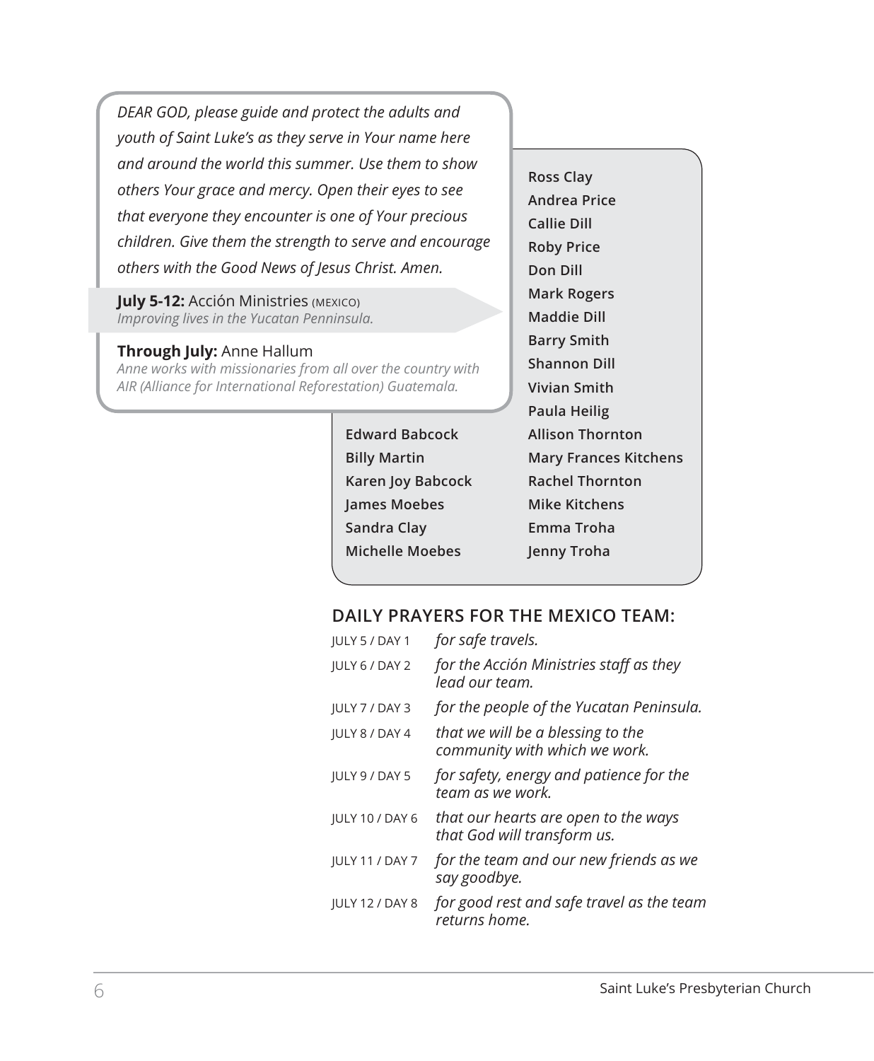*DEAR GOD, please guide and protect the adults and youth of Saint Luke's as they serve in Your name here and around the world this summer. Use them to show others Your grace and mercy. Open their eyes to see that everyone they encounter is one of Your precious children. Give them the strength to serve and encourage others with the Good News of Jesus Christ. Amen.*

**July 5-12:** Acción Ministries (MEXICO)
*Improving lives in the Yucatan Penninsula.*

**Through July:** Anne Hallum
*Anne works with missionaries from all over the country with AIR (Alliance for International Reforestation) Guatemala.*

**Edward Babcock**
**Billy Martin**
**Karen Joy Babcock**
**James Moebes**
**Sandra Clay**
**Michelle Moebes**
**Ross Clay**
**Andrea Price**
**Callie Dill**
**Roby Price**
**Don Dill**
**Mark Rogers**
**Maddie Dill**
**Barry Smith**
**Shannon Dill**
**Vivian Smith**
**Paula Heilig**
**Allison Thornton**
**Mary Frances Kitchens**
**Rachel Thornton**
**Mike Kitchens**
**Emma Troha**
**Jenny Troha**

## DAILY PRAYERS FOR THE MEXICO TEAM:

| | |
|---|---|
| JULY 5 / DAY 1 | *for safe travels.* |
| JULY 6 / DAY 2 | *for the Acción Ministries staff as they lead our team.* |
| JULY 7 / DAY 3 | *for the people of the Yucatan Peninsula.* |
| JULY 8 / DAY 4 | *that we will be a blessing to the community with which we work.* |
| JULY 9 / DAY 5 | *for safety, energy and patience for the team as we work.* |
| JULY 10 / DAY 6 | *that our hearts are open to the ways that God will transform us.* |
| JULY 11 / DAY 7 | *for the team and our new friends as we say goodbye.* |
| JULY 12 / DAY 8 | *for good rest and safe travel as the team returns home.* |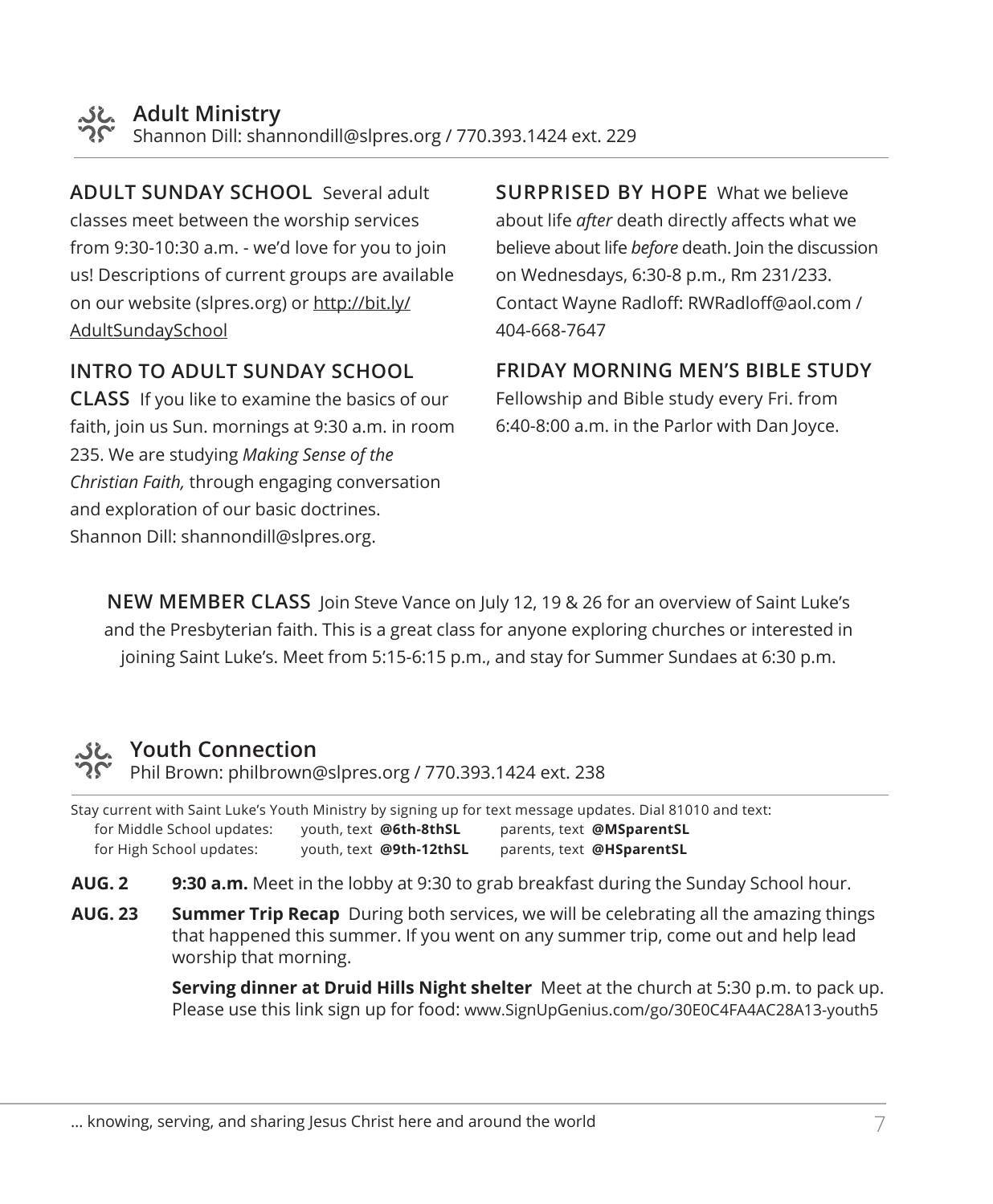## Adult Ministry

Shannon Dill: shannondill@slpres.org / 770.393.1424 ext. 229

**ADULT SUNDAY SCHOOL** Several adult classes meet between the worship services from 9:30-10:30 a.m. - we'd love for you to join us! Descriptions of current groups are available on our website (slpres.org) or http://bit.ly/AdultSundaySchool

**INTRO TO ADULT SUNDAY SCHOOL CLASS** If you like to examine the basics of our faith, join us Sun. mornings at 9:30 a.m. in room 235. We are studying *Making Sense of the Christian Faith,* through engaging conversation and exploration of our basic doctrines. Shannon Dill: shannondill@slpres.org.

**SURPRISED BY HOPE** What we believe about life *after* death directly affects what we believe about life *before* death. Join the discussion on Wednesdays, 6:30-8 p.m., Rm 231/233. Contact Wayne Radloff: RWRadloff@aol.com / 404-668-7647

**FRIDAY MORNING MEN'S BIBLE STUDY** Fellowship and Bible study every Fri. from 6:40-8:00 a.m. in the Parlor with Dan Joyce.

**NEW MEMBER CLASS** Join Steve Vance on July 12, 19 & 26 for an overview of Saint Luke's and the Presbyterian faith. This is a great class for anyone exploring churches or interested in joining Saint Luke's. Meet from 5:15-6:15 p.m., and stay for Summer Sundaes at 6:30 p.m.

## Youth Connection

Phil Brown: philbrown@slpres.org / 770.393.1424 ext. 238

Stay current with Saint Luke's Youth Ministry by signing up for text message updates. Dial 81010 and text:

| | | |
|---|---|---|
| for Middle School updates: | youth, text **@6th-8thSL** | parents, text **@MSparentSL** |
| for High School updates: | youth, text **@9th-12thSL** | parents, text **@HSparentSL** |

**AUG. 2** **9:30 a.m.** Meet in the lobby at 9:30 to grab breakfast during the Sunday School hour.

**AUG. 23** **Summer Trip Recap** During both services, we will be celebrating all the amazing things that happened this summer. If you went on any summer trip, come out and help lead worship that morning.

**Serving dinner at Druid Hills Night shelter** Meet at the church at 5:30 p.m. to pack up. Please use this link sign up for food: www.SignUpGenius.com/go/30E0C4FA4AC28A13-youth5

... knowing, serving, and sharing Jesus Christ here and around the world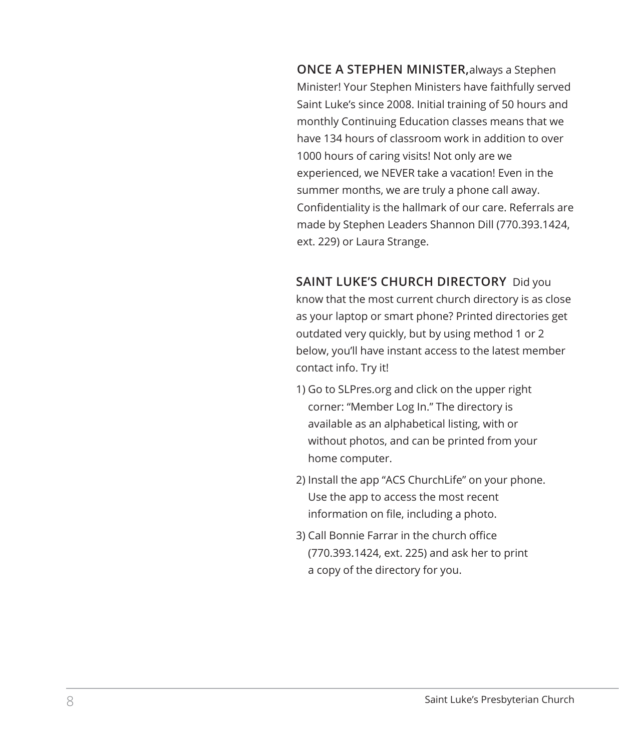**ONCE A STEPHEN MINISTER,** always a Stephen Minister! Your Stephen Ministers have faithfully served Saint Luke's since 2008. Initial training of 50 hours and monthly Continuing Education classes means that we have 134 hours of classroom work in addition to over 1000 hours of caring visits! Not only are we experienced, we NEVER take a vacation! Even in the summer months, we are truly a phone call away. Confidentiality is the hallmark of our care. Referrals are made by Stephen Leaders Shannon Dill (770.393.1424, ext. 229) or Laura Strange.

**SAINT LUKE'S CHURCH DIRECTORY** Did you know that the most current church directory is as close as your laptop or smart phone? Printed directories get outdated very quickly, but by using method 1 or 2 below, you'll have instant access to the latest member contact info. Try it!

1) Go to SLPres.org and click on the upper right corner: "Member Log In." The directory is available as an alphabetical listing, with or without photos, and can be printed from your home computer.
2) Install the app "ACS ChurchLife" on your phone. Use the app to access the most recent information on file, including a photo.
3) Call Bonnie Farrar in the church office (770.393.1424, ext. 225) and ask her to print a copy of the directory for you.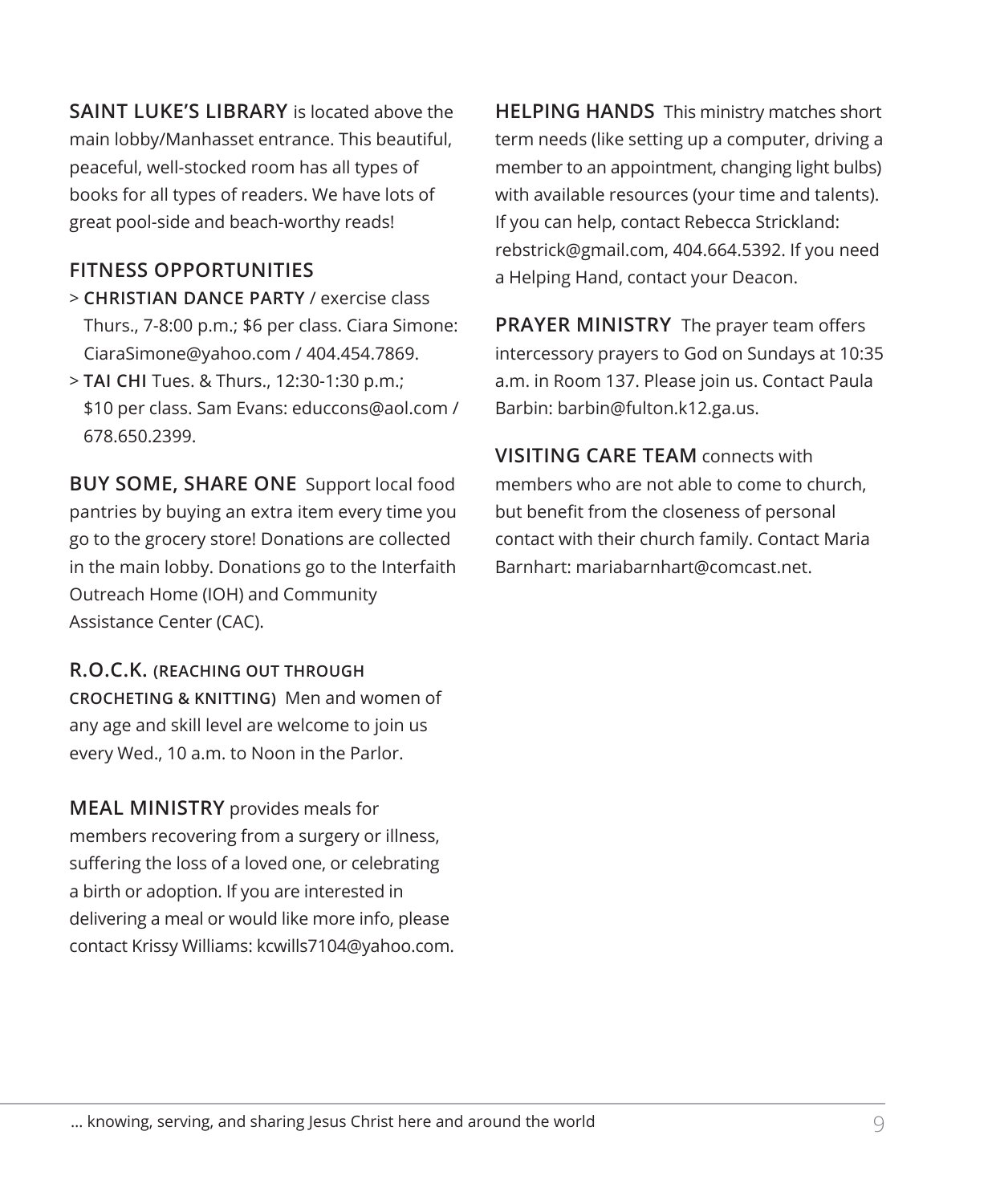**SAINT LUKE'S LIBRARY** is located above the main lobby/Manhasset entrance. This beautiful, peaceful, well-stocked room has all types of books for all types of readers. We have lots of great pool-side and beach-worthy reads!

## FITNESS OPPORTUNITIES

> **CHRISTIAN DANCE PARTY** / exercise class Thurs., 7-8:00 p.m.; $6 per class. Ciara Simone: CiaraSimone@yahoo.com / 404.454.7869.

> **TAI CHI** Tues. & Thurs., 12:30-1:30 p.m.; $10 per class. Sam Evans: educcons@aol.com / 678.650.2399.

**BUY SOME, SHARE ONE** Support local food pantries by buying an extra item every time you go to the grocery store! Donations are collected in the main lobby. Donations go to the Interfaith Outreach Home (IOH) and Community Assistance Center (CAC).

**R.O.C.K. (REACHING OUT THROUGH CROCHETING & KNITTING)** Men and women of any age and skill level are welcome to join us every Wed., 10 a.m. to Noon in the Parlor.

**MEAL MINISTRY** provides meals for members recovering from a surgery or illness, suffering the loss of a loved one, or celebrating a birth or adoption. If you are interested in delivering a meal or would like more info, please contact Krissy Williams: kcwills7104@yahoo.com.

**HELPING HANDS** This ministry matches short term needs (like setting up a computer, driving a member to an appointment, changing light bulbs) with available resources (your time and talents). If you can help, contact Rebecca Strickland: rebstrick@gmail.com, 404.664.5392. If you need a Helping Hand, contact your Deacon.

**PRAYER MINISTRY** The prayer team offers intercessory prayers to God on Sundays at 10:35 a.m. in Room 137. Please join us. Contact Paula Barbin: barbin@fulton.k12.ga.us.

**VISITING CARE TEAM** connects with members who are not able to come to church, but benefit from the closeness of personal contact with their church family. Contact Maria Barnhart: mariabarnhart@comcast.net.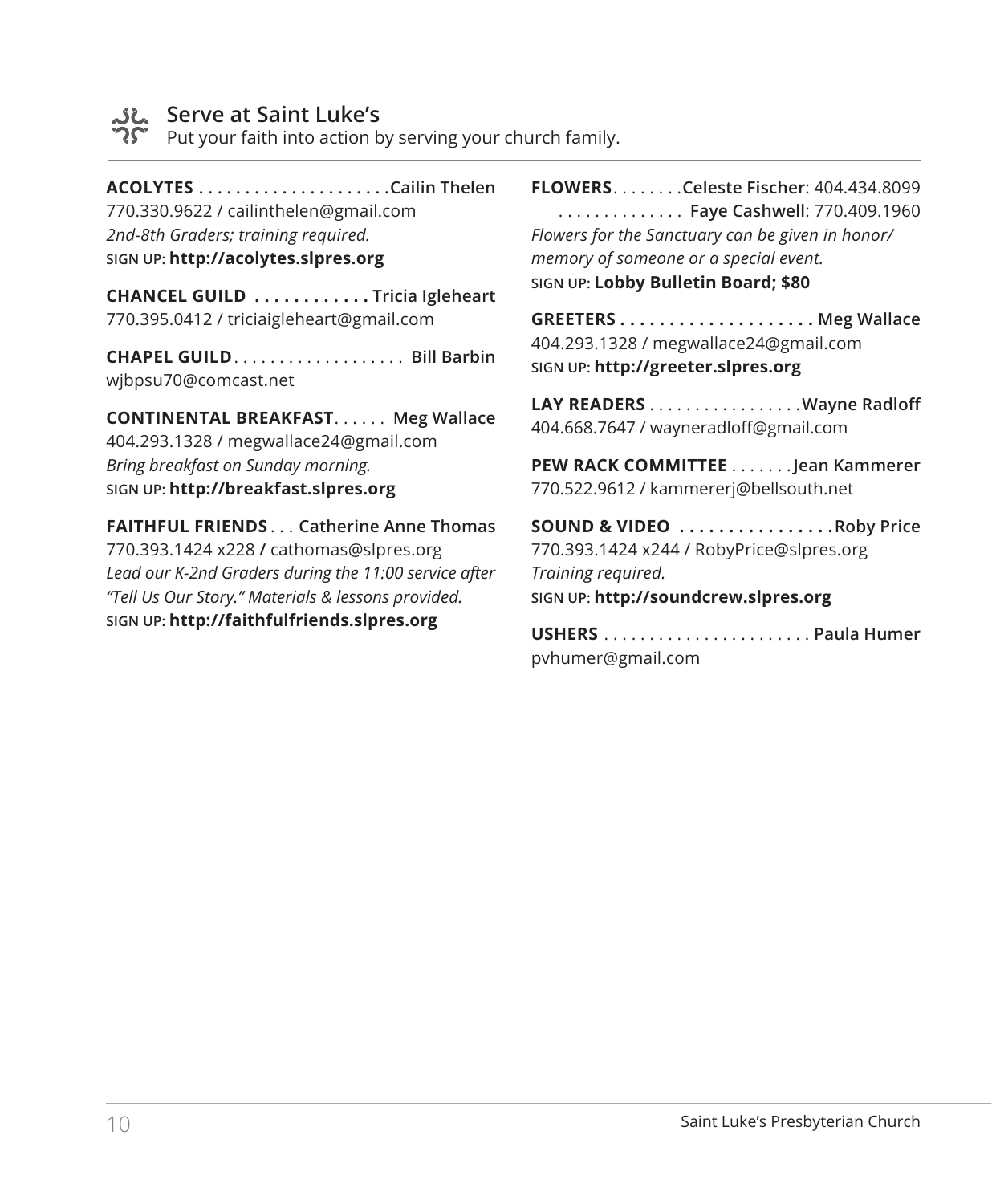## Serve at Saint Luke's

Put your faith into action by serving your church family.

**ACOLYTES . . . . . . . . . . . . . . . . . . . . .Cailin Thelen**
770.330.9622 / cailinthelen@gmail.com
*2nd-8th Graders; training required.*
SIGN UP: **http://acolytes.slpres.org**

**CHANCEL GUILD . . . . . . . . . . . . Tricia Igleheart**
770.395.0412 / triciaigleheart@gmail.com

**CHAPEL GUILD. . . . . . . . . . . . . . . . . . . Bill Barbin**
wjbpsu70@comcast.net

**CONTINENTAL BREAKFAST. . . . . . Meg Wallace**
404.293.1328 / megwallace24@gmail.com
*Bring breakfast on Sunday morning.*
SIGN UP: **http://breakfast.slpres.org**

**FAITHFUL FRIENDS . . . Catherine Anne Thomas**
770.393.1424 x228 / cathomas@slpres.org
*Lead our K-2nd Graders during the 11:00 service after "Tell Us Our Story." Materials & lessons provided.*
SIGN UP: **http://faithfulfriends.slpres.org**

**FLOWERS. . . . . . . .Celeste Fischer**: 404.434.8099
. . . . . . . . . . . . . . **Faye Cashwell**: 770.409.1960
*Flowers for the Sanctuary can be given in honor/memory of someone or a special event.*
SIGN UP: **Lobby Bulletin Board; $80**

**GREETERS . . . . . . . . . . . . . . . . . . . . Meg Wallace**
404.293.1328 / megwallace24@gmail.com
SIGN UP: **http://greeter.slpres.org**

**LAY READERS . . . . . . . . . . . . . . . . .Wayne Radloff**
404.668.7647 / wayneradloff@gmail.com

**PEW RACK COMMITTEE . . . . . . .Jean Kammerer**
770.522.9612 / kammererj@bellsouth.net

**SOUND & VIDEO . . . . . . . . . . . . . . . .Roby Price**
770.393.1424 x244 / RobyPrice@slpres.org
*Training required.*
SIGN UP: **http://soundcrew.slpres.org**

**USHERS . . . . . . . . . . . . . . . . . . . . . . . Paula Humer**
pvhumer@gmail.com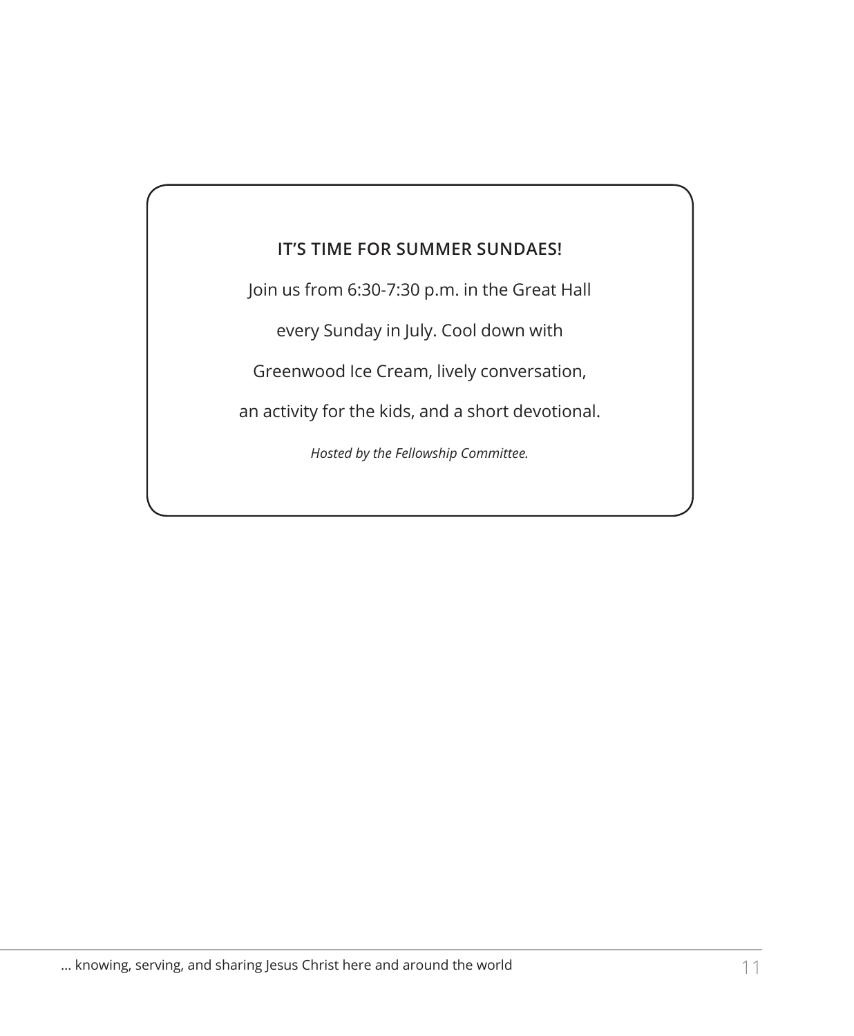**IT'S TIME FOR SUMMER SUNDAES!**

Join us from 6:30-7:30 p.m. in the Great Hall every Sunday in July. Cool down with Greenwood Ice Cream, lively conversation, an activity for the kids, and a short devotional.

*Hosted by the Fellowship Committee.*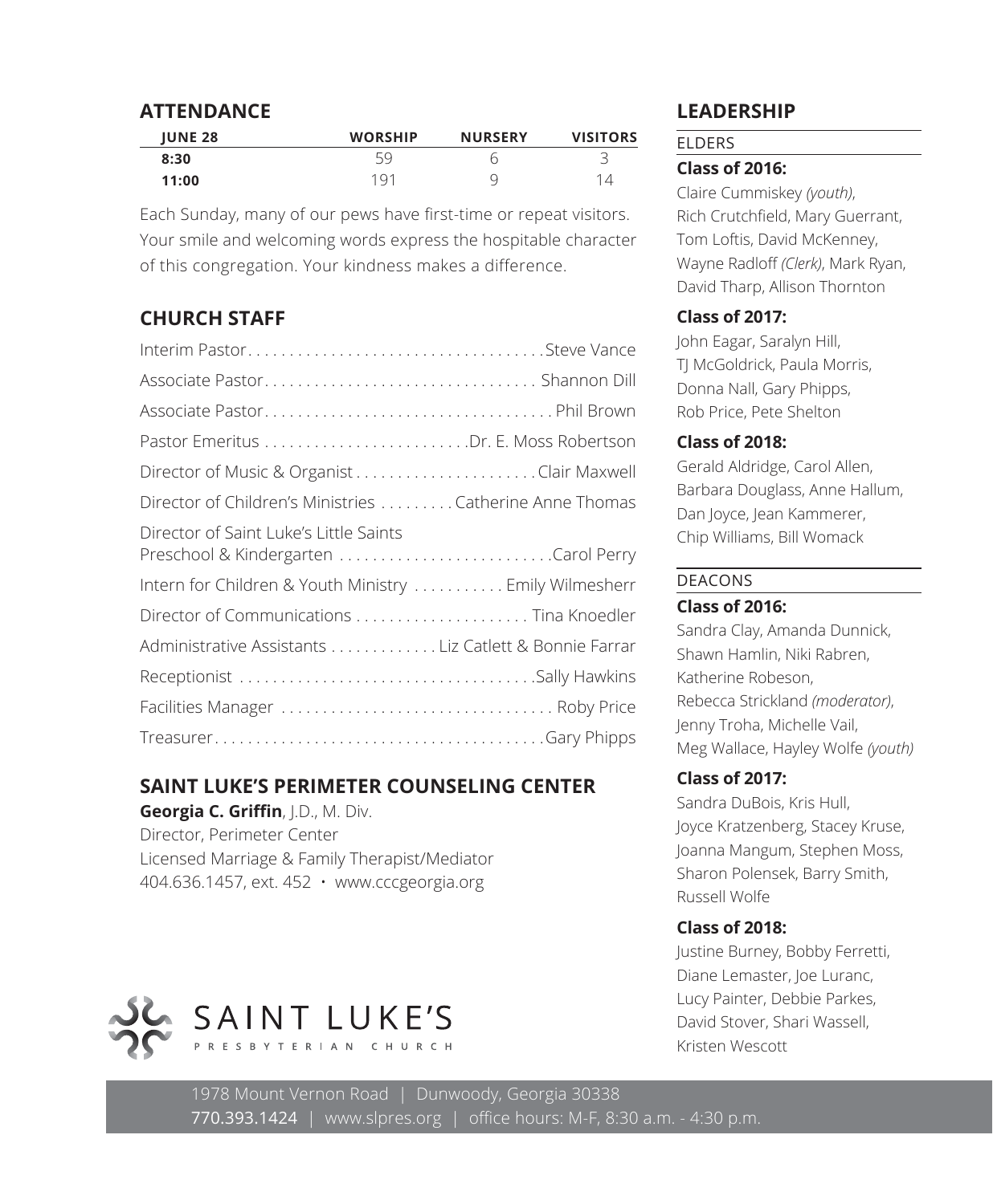## ATTENDANCE

| JUNE 28 | WORSHIP | NURSERY | VISITORS |
|---|---|---|---|
| 8:30 | 59 | 6 | 3 |
| 11:00 | 191 | 9 | 14 |

Each Sunday, many of our pews have first-time or repeat visitors. Your smile and welcoming words express the hospitable character of this congregation. Your kindness makes a difference.

## CHURCH STAFF

Interim Pastor . . . . . . . . . . Steve Vance
Associate Pastor . . . . . . . . . . Shannon Dill
Associate Pastor . . . . . . . . . . Phil Brown
Pastor Emeritus . . . . . . . . . . Dr. E. Moss Robertson
Director of Music & Organist . . . . . . . . . . Clair Maxwell
Director of Children's Ministries . . . . . . . . . . Catherine Anne Thomas
Director of Saint Luke's Little Saints Preschool & Kindergarten . . . . . . . . . . Carol Perry
Intern for Children & Youth Ministry . . . . . . . . . . Emily Wilmesherr
Director of Communications . . . . . . . . . . Tina Knoedler
Administrative Assistants . . . . . . . . . . Liz Catlett & Bonnie Farrar
Receptionist . . . . . . . . . . Sally Hawkins
Facilities Manager . . . . . . . . . . Roby Price
Treasurer . . . . . . . . . . Gary Phipps

## SAINT LUKE'S PERIMETER COUNSELING CENTER

**Georgia C. Griffin**, J.D., M. Div.
Director, Perimeter Center
Licensed Marriage & Family Therapist/Mediator
404.636.1457, ext. 452 • www.cccgeorgia.org

## LEADERSHIP

### ELDERS

**Class of 2016:**
Claire Cummiskey *(youth)*, Rich Crutchfield, Mary Guerrant, Tom Loftis, David McKenney, Wayne Radloff *(Clerk)*, Mark Ryan, David Tharp, Allison Thornton

**Class of 2017:**
John Eagar, Saralyn Hill, TJ McGoldrick, Paula Morris, Donna Nall, Gary Phipps, Rob Price, Pete Shelton

**Class of 2018:**
Gerald Aldridge, Carol Allen, Barbara Douglass, Anne Hallum, Dan Joyce, Jean Kammerer, Chip Williams, Bill Womack

### DEACONS

**Class of 2016:**
Sandra Clay, Amanda Dunnick, Shawn Hamlin, Niki Rabren, Katherine Robeson, Rebecca Strickland *(moderator)*, Jenny Troha, Michelle Vail, Meg Wallace, Hayley Wolfe *(youth)*

**Class of 2017:**
Sandra DuBois, Kris Hull, Joyce Kratzenberg, Stacey Kruse, Joanna Mangum, Stephen Moss, Sharon Polensek, Barry Smith, Russell Wolfe

**Class of 2018:**
Justine Burney, Bobby Ferretti, Diane Lemaster, Joe Luranc, Lucy Painter, Debbie Parkes, David Stover, Shari Wassell, Kristen Wescott

SAINT LUKE'S
PRESBYTERIAN CHURCH

1978 Mount Vernon Road | Dunwoody, Georgia 30338
770.393.1424 | www.slpres.org | office hours: M-F, 8:30 a.m. - 4:30 p.m.